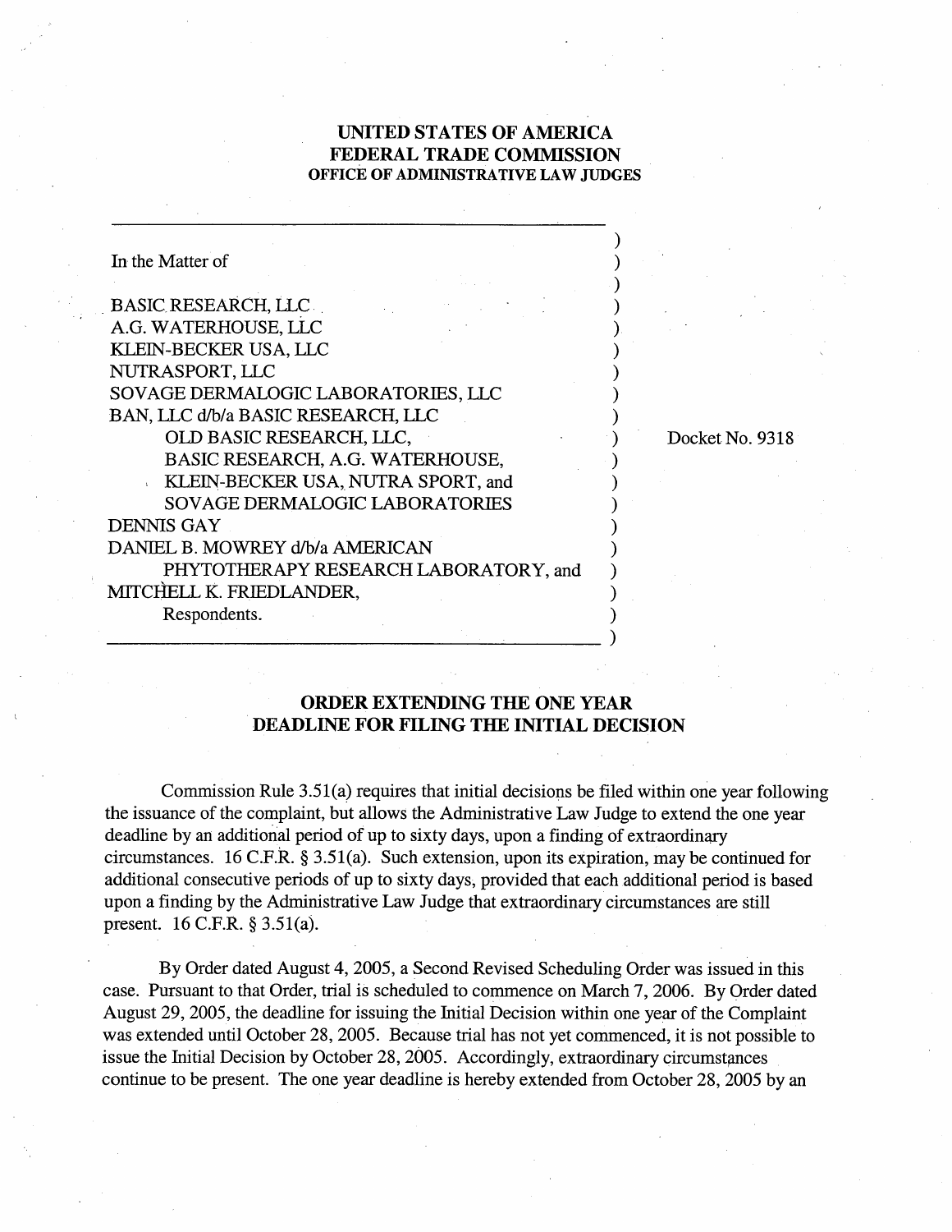**UNITED STATES OF AMERICA**
**FEDERAL TRADE COMMISSION**
**OFFICE OF ADMINISTRATIVE LAW JUDGES**

In the Matter of

BASIC RESEARCH, LLC
A.G. WATERHOUSE, LLC
KLEIN-BECKER USA, LLC
NUTRASPORT, LLC
SOVAGE DERMALOGIC LABORATORIES, LLC
BAN, LLC d/b/a BASIC RESEARCH, LLC
OLD BASIC RESEARCH, LLC,
BASIC RESEARCH, A.G. WATERHOUSE,
KLEIN-BECKER USA, NUTRA SPORT, and
SOVAGE DERMALOGIC LABORATORIES
DENNIS GAY
DANIEL B. MOWREY d/b/a AMERICAN
PHYTOTHERAPY RESEARCH LABORATORY, and
MITCHELL K. FRIEDLANDER,
Respondents.

Docket No. 9318

## ORDER EXTENDING THE ONE YEAR DEADLINE FOR FILING THE INITIAL DECISION

Commission Rule 3.51(a) requires that initial decisions be filed within one year following the issuance of the complaint, but allows the Administrative Law Judge to extend the one year deadline by an additional period of up to sixty days, upon a finding of extraordinary circumstances. 16 C.F.R. § 3.51(a). Such extension, upon its expiration, may be continued for additional consecutive periods of up to sixty days, provided that each additional period is based upon a finding by the Administrative Law Judge that extraordinary circumstances are still present. 16 C.F.R. § 3.51(a).

By Order dated August 4, 2005, a Second Revised Scheduling Order was issued in this case. Pursuant to that Order, trial is scheduled to commence on March 7, 2006. By Order dated August 29, 2005, the deadline for issuing the Initial Decision within one year of the Complaint was extended until October 28, 2005. Because trial has not yet commenced, it is not possible to issue the Initial Decision by October 28, 2005. Accordingly, extraordinary circumstances continue to be present. The one year deadline is hereby extended from October 28, 2005 by an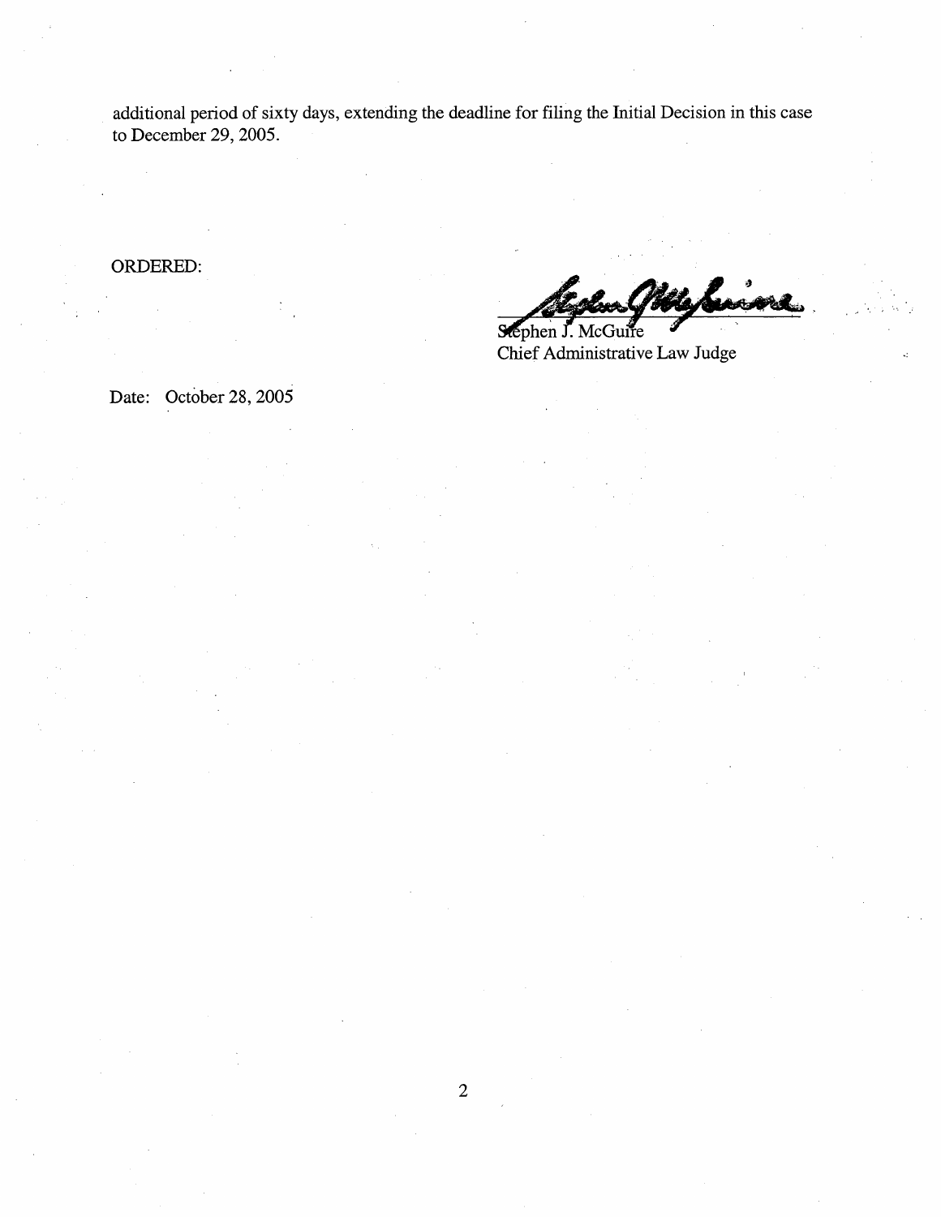additional period of sixty days, extending the deadline for filing the Initial Decision in this case to December 29, 2005.

ORDERED:

Stephen J. McGuire
Chief Administrative Law Judge

Date: October 28, 2005